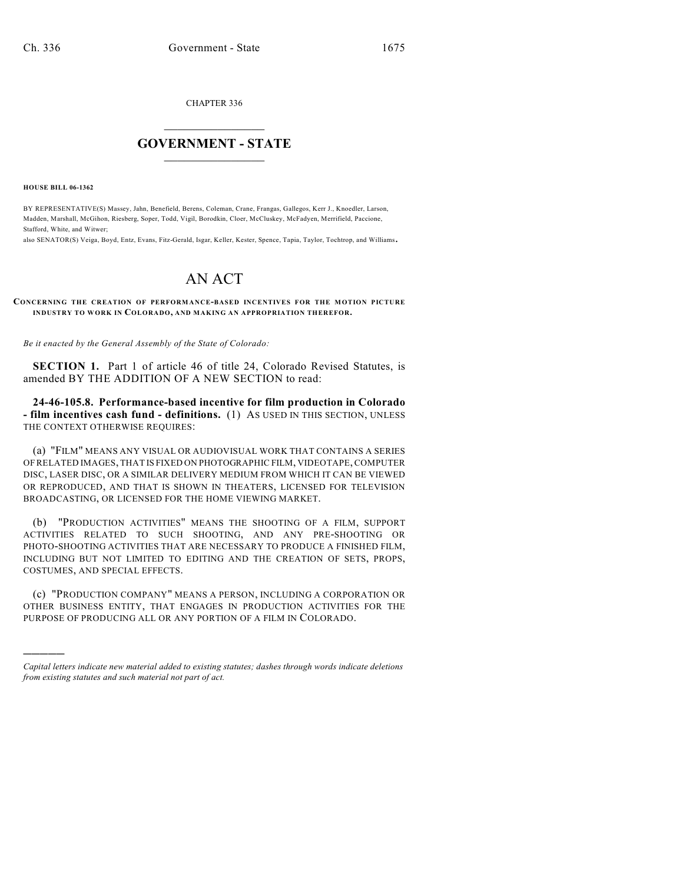CHAPTER 336

# GOVERNMENT - STATE

**HOUSE BILL 06-1362**

BY REPRESENTATIVE(S) Massey, Jahn, Benefield, Berens, Coleman, Crane, Frangas, Gallegos, Kerr J., Knoedler, Larson, Madden, Marshall, McGihon, Riesberg, Soper, Todd, Vigil, Borodkin, Cloer, McCluskey, McFadyen, Merrifield, Paccione, Stafford, White, and Witwer;
also SENATOR(S) Veiga, Boyd, Entz, Evans, Fitz-Gerald, Isgar, Keller, Kester, Spence, Tapia, Taylor, Tochtrop, and Williams.

# AN ACT

**CONCERNING THE CREATION OF PERFORMANCE-BASED INCENTIVES FOR THE MOTION PICTURE INDUSTRY TO WORK IN COLORADO, AND MAKING AN APPROPRIATION THEREFOR.**

*Be it enacted by the General Assembly of the State of Colorado:*

**SECTION 1.** Part 1 of article 46 of title 24, Colorado Revised Statutes, is amended BY THE ADDITION OF A NEW SECTION to read:

**24-46-105.8. Performance-based incentive for film production in Colorado - film incentives cash fund - definitions.** (1) AS USED IN THIS SECTION, UNLESS THE CONTEXT OTHERWISE REQUIRES:

(a) "FILM" MEANS ANY VISUAL OR AUDIOVISUAL WORK THAT CONTAINS A SERIES OF RELATED IMAGES, THAT IS FIXED ON PHOTOGRAPHIC FILM, VIDEOTAPE, COMPUTER DISC, LASER DISC, OR A SIMILAR DELIVERY MEDIUM FROM WHICH IT CAN BE VIEWED OR REPRODUCED, AND THAT IS SHOWN IN THEATERS, LICENSED FOR TELEVISION BROADCASTING, OR LICENSED FOR THE HOME VIEWING MARKET.

(b) "PRODUCTION ACTIVITIES" MEANS THE SHOOTING OF A FILM, SUPPORT ACTIVITIES RELATED TO SUCH SHOOTING, AND ANY PRE-SHOOTING OR PHOTO-SHOOTING ACTIVITIES THAT ARE NECESSARY TO PRODUCE A FINISHED FILM, INCLUDING BUT NOT LIMITED TO EDITING AND THE CREATION OF SETS, PROPS, COSTUMES, AND SPECIAL EFFECTS.

(c) "PRODUCTION COMPANY" MEANS A PERSON, INCLUDING A CORPORATION OR OTHER BUSINESS ENTITY, THAT ENGAGES IN PRODUCTION ACTIVITIES FOR THE PURPOSE OF PRODUCING ALL OR ANY PORTION OF A FILM IN COLORADO.

*Capital letters indicate new material added to existing statutes; dashes through words indicate deletions from existing statutes and such material not part of act.*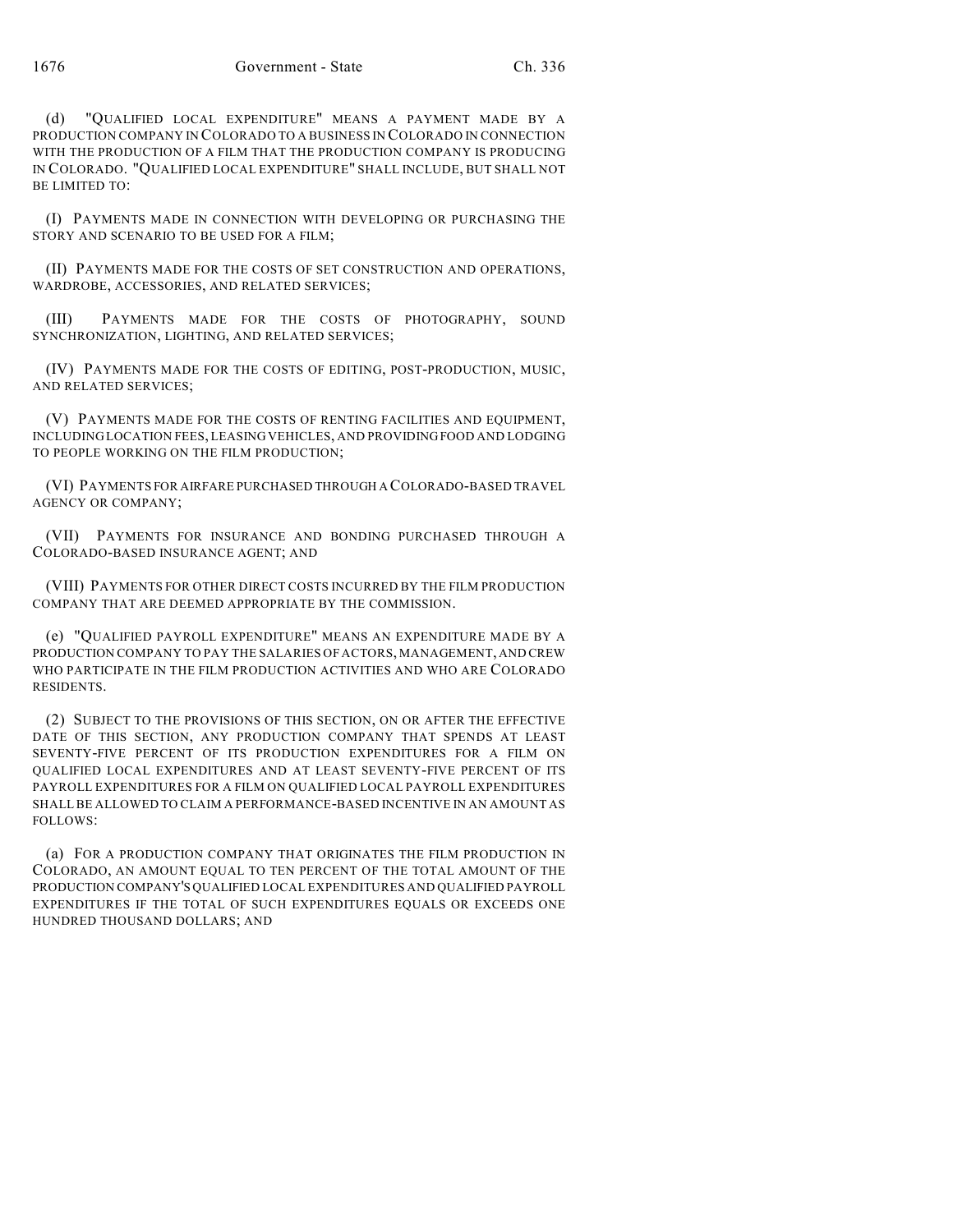(d) "QUALIFIED LOCAL EXPENDITURE" MEANS A PAYMENT MADE BY A PRODUCTION COMPANY IN COLORADO TO A BUSINESS IN COLORADO IN CONNECTION WITH THE PRODUCTION OF A FILM THAT THE PRODUCTION COMPANY IS PRODUCING IN COLORADO. "QUALIFIED LOCAL EXPENDITURE" SHALL INCLUDE, BUT SHALL NOT BE LIMITED TO:

(I) PAYMENTS MADE IN CONNECTION WITH DEVELOPING OR PURCHASING THE STORY AND SCENARIO TO BE USED FOR A FILM;

(II) PAYMENTS MADE FOR THE COSTS OF SET CONSTRUCTION AND OPERATIONS, WARDROBE, ACCESSORIES, AND RELATED SERVICES;

(III) PAYMENTS MADE FOR THE COSTS OF PHOTOGRAPHY, SOUND SYNCHRONIZATION, LIGHTING, AND RELATED SERVICES;

(IV) PAYMENTS MADE FOR THE COSTS OF EDITING, POST-PRODUCTION, MUSIC, AND RELATED SERVICES;

(V) PAYMENTS MADE FOR THE COSTS OF RENTING FACILITIES AND EQUIPMENT, INCLUDING LOCATION FEES, LEASING VEHICLES, AND PROVIDING FOOD AND LODGING TO PEOPLE WORKING ON THE FILM PRODUCTION;

(VI) PAYMENTS FOR AIRFARE PURCHASED THROUGH A COLORADO-BASED TRAVEL AGENCY OR COMPANY;

(VII) PAYMENTS FOR INSURANCE AND BONDING PURCHASED THROUGH A COLORADO-BASED INSURANCE AGENT; AND

(VIII) PAYMENTS FOR OTHER DIRECT COSTS INCURRED BY THE FILM PRODUCTION COMPANY THAT ARE DEEMED APPROPRIATE BY THE COMMISSION.

(e) "QUALIFIED PAYROLL EXPENDITURE" MEANS AN EXPENDITURE MADE BY A PRODUCTION COMPANY TO PAY THE SALARIES OF ACTORS, MANAGEMENT, AND CREW WHO PARTICIPATE IN THE FILM PRODUCTION ACTIVITIES AND WHO ARE COLORADO RESIDENTS.

(2) SUBJECT TO THE PROVISIONS OF THIS SECTION, ON OR AFTER THE EFFECTIVE DATE OF THIS SECTION, ANY PRODUCTION COMPANY THAT SPENDS AT LEAST SEVENTY-FIVE PERCENT OF ITS PRODUCTION EXPENDITURES FOR A FILM ON QUALIFIED LOCAL EXPENDITURES AND AT LEAST SEVENTY-FIVE PERCENT OF ITS PAYROLL EXPENDITURES FOR A FILM ON QUALIFIED LOCAL PAYROLL EXPENDITURES SHALL BE ALLOWED TO CLAIM A PERFORMANCE-BASED INCENTIVE IN AN AMOUNT AS FOLLOWS:

(a) FOR A PRODUCTION COMPANY THAT ORIGINATES THE FILM PRODUCTION IN COLORADO, AN AMOUNT EQUAL TO TEN PERCENT OF THE TOTAL AMOUNT OF THE PRODUCTION COMPANY'S QUALIFIED LOCAL EXPENDITURES AND QUALIFIED PAYROLL EXPENDITURES IF THE TOTAL OF SUCH EXPENDITURES EQUALS OR EXCEEDS ONE HUNDRED THOUSAND DOLLARS; AND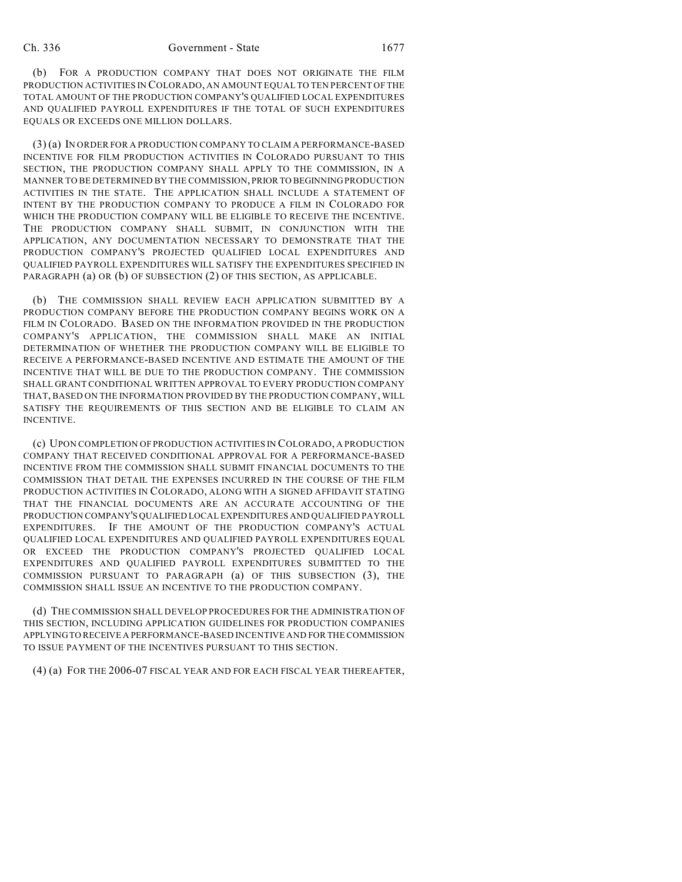(b) FOR A PRODUCTION COMPANY THAT DOES NOT ORIGINATE THE FILM PRODUCTION ACTIVITIES IN COLORADO, AN AMOUNT EQUAL TO TEN PERCENT OF THE TOTAL AMOUNT OF THE PRODUCTION COMPANY'S QUALIFIED LOCAL EXPENDITURES AND QUALIFIED PAYROLL EXPENDITURES IF THE TOTAL OF SUCH EXPENDITURES EQUALS OR EXCEEDS ONE MILLION DOLLARS.

(3) (a) IN ORDER FOR A PRODUCTION COMPANY TO CLAIM A PERFORMANCE-BASED INCENTIVE FOR FILM PRODUCTION ACTIVITIES IN COLORADO PURSUANT TO THIS SECTION, THE PRODUCTION COMPANY SHALL APPLY TO THE COMMISSION, IN A MANNER TO BE DETERMINED BY THE COMMISSION, PRIOR TO BEGINNING PRODUCTION ACTIVITIES IN THE STATE. THE APPLICATION SHALL INCLUDE A STATEMENT OF INTENT BY THE PRODUCTION COMPANY TO PRODUCE A FILM IN COLORADO FOR WHICH THE PRODUCTION COMPANY WILL BE ELIGIBLE TO RECEIVE THE INCENTIVE. THE PRODUCTION COMPANY SHALL SUBMIT, IN CONJUNCTION WITH THE APPLICATION, ANY DOCUMENTATION NECESSARY TO DEMONSTRATE THAT THE PRODUCTION COMPANY'S PROJECTED QUALIFIED LOCAL EXPENDITURES AND QUALIFIED PAYROLL EXPENDITURES WILL SATISFY THE EXPENDITURES SPECIFIED IN PARAGRAPH (a) OR (b) OF SUBSECTION (2) OF THIS SECTION, AS APPLICABLE.

(b) THE COMMISSION SHALL REVIEW EACH APPLICATION SUBMITTED BY A PRODUCTION COMPANY BEFORE THE PRODUCTION COMPANY BEGINS WORK ON A FILM IN COLORADO. BASED ON THE INFORMATION PROVIDED IN THE PRODUCTION COMPANY'S APPLICATION, THE COMMISSION SHALL MAKE AN INITIAL DETERMINATION OF WHETHER THE PRODUCTION COMPANY WILL BE ELIGIBLE TO RECEIVE A PERFORMANCE-BASED INCENTIVE AND ESTIMATE THE AMOUNT OF THE INCENTIVE THAT WILL BE DUE TO THE PRODUCTION COMPANY. THE COMMISSION SHALL GRANT CONDITIONAL WRITTEN APPROVAL TO EVERY PRODUCTION COMPANY THAT, BASED ON THE INFORMATION PROVIDED BY THE PRODUCTION COMPANY, WILL SATISFY THE REQUIREMENTS OF THIS SECTION AND BE ELIGIBLE TO CLAIM AN INCENTIVE.

(c) UPON COMPLETION OF PRODUCTION ACTIVITIES IN COLORADO, A PRODUCTION COMPANY THAT RECEIVED CONDITIONAL APPROVAL FOR A PERFORMANCE-BASED INCENTIVE FROM THE COMMISSION SHALL SUBMIT FINANCIAL DOCUMENTS TO THE COMMISSION THAT DETAIL THE EXPENSES INCURRED IN THE COURSE OF THE FILM PRODUCTION ACTIVITIES IN COLORADO, ALONG WITH A SIGNED AFFIDAVIT STATING THAT THE FINANCIAL DOCUMENTS ARE AN ACCURATE ACCOUNTING OF THE PRODUCTION COMPANY'S QUALIFIED LOCAL EXPENDITURES AND QUALIFIED PAYROLL EXPENDITURES. IF THE AMOUNT OF THE PRODUCTION COMPANY'S ACTUAL QUALIFIED LOCAL EXPENDITURES AND QUALIFIED PAYROLL EXPENDITURES EQUAL OR EXCEED THE PRODUCTION COMPANY'S PROJECTED QUALIFIED LOCAL EXPENDITURES AND QUALIFIED PAYROLL EXPENDITURES SUBMITTED TO THE COMMISSION PURSUANT TO PARAGRAPH (a) OF THIS SUBSECTION (3), THE COMMISSION SHALL ISSUE AN INCENTIVE TO THE PRODUCTION COMPANY.

(d) THE COMMISSION SHALL DEVELOP PROCEDURES FOR THE ADMINISTRATION OF THIS SECTION, INCLUDING APPLICATION GUIDELINES FOR PRODUCTION COMPANIES APPLYING TO RECEIVE A PERFORMANCE-BASED INCENTIVE AND FOR THE COMMISSION TO ISSUE PAYMENT OF THE INCENTIVES PURSUANT TO THIS SECTION.

(4) (a) FOR THE 2006-07 FISCAL YEAR AND FOR EACH FISCAL YEAR THEREAFTER,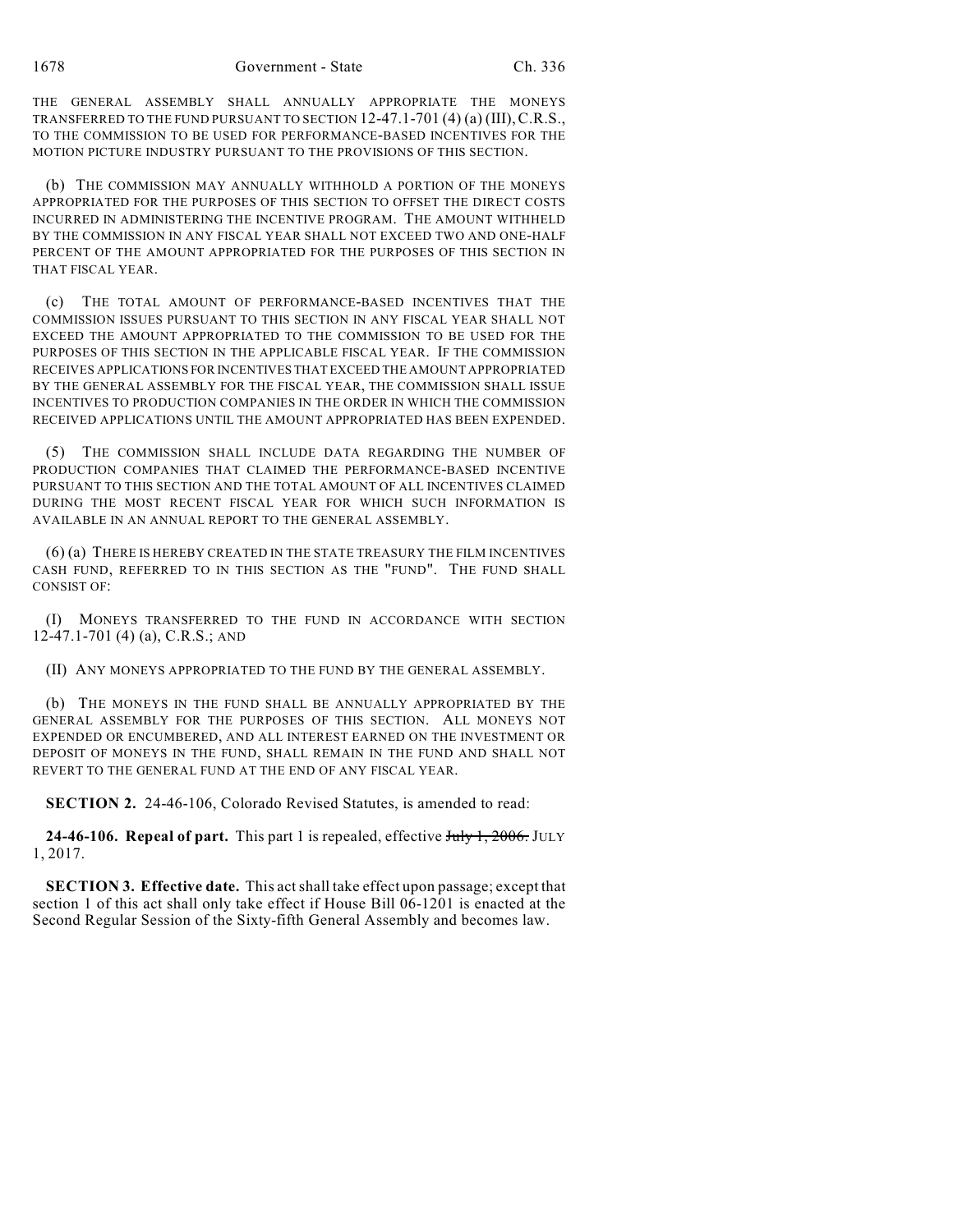THE GENERAL ASSEMBLY SHALL ANNUALLY APPROPRIATE THE MONEYS TRANSFERRED TO THE FUND PURSUANT TO SECTION 12-47.1-701 (4) (a) (III), C.R.S., TO THE COMMISSION TO BE USED FOR PERFORMANCE-BASED INCENTIVES FOR THE MOTION PICTURE INDUSTRY PURSUANT TO THE PROVISIONS OF THIS SECTION.

(b) THE COMMISSION MAY ANNUALLY WITHHOLD A PORTION OF THE MONEYS APPROPRIATED FOR THE PURPOSES OF THIS SECTION TO OFFSET THE DIRECT COSTS INCURRED IN ADMINISTERING THE INCENTIVE PROGRAM. THE AMOUNT WITHHELD BY THE COMMISSION IN ANY FISCAL YEAR SHALL NOT EXCEED TWO AND ONE-HALF PERCENT OF THE AMOUNT APPROPRIATED FOR THE PURPOSES OF THIS SECTION IN THAT FISCAL YEAR.

(c) THE TOTAL AMOUNT OF PERFORMANCE-BASED INCENTIVES THAT THE COMMISSION ISSUES PURSUANT TO THIS SECTION IN ANY FISCAL YEAR SHALL NOT EXCEED THE AMOUNT APPROPRIATED TO THE COMMISSION TO BE USED FOR THE PURPOSES OF THIS SECTION IN THE APPLICABLE FISCAL YEAR. IF THE COMMISSION RECEIVES APPLICATIONS FOR INCENTIVES THAT EXCEED THE AMOUNT APPROPRIATED BY THE GENERAL ASSEMBLY FOR THE FISCAL YEAR, THE COMMISSION SHALL ISSUE INCENTIVES TO PRODUCTION COMPANIES IN THE ORDER IN WHICH THE COMMISSION RECEIVED APPLICATIONS UNTIL THE AMOUNT APPROPRIATED HAS BEEN EXPENDED.

(5) THE COMMISSION SHALL INCLUDE DATA REGARDING THE NUMBER OF PRODUCTION COMPANIES THAT CLAIMED THE PERFORMANCE-BASED INCENTIVE PURSUANT TO THIS SECTION AND THE TOTAL AMOUNT OF ALL INCENTIVES CLAIMED DURING THE MOST RECENT FISCAL YEAR FOR WHICH SUCH INFORMATION IS AVAILABLE IN AN ANNUAL REPORT TO THE GENERAL ASSEMBLY.

(6) (a) THERE IS HEREBY CREATED IN THE STATE TREASURY THE FILM INCENTIVES CASH FUND, REFERRED TO IN THIS SECTION AS THE "FUND". THE FUND SHALL CONSIST OF:

(I) MONEYS TRANSFERRED TO THE FUND IN ACCORDANCE WITH SECTION 12-47.1-701 (4) (a), C.R.S.; AND

(II) ANY MONEYS APPROPRIATED TO THE FUND BY THE GENERAL ASSEMBLY.

(b) THE MONEYS IN THE FUND SHALL BE ANNUALLY APPROPRIATED BY THE GENERAL ASSEMBLY FOR THE PURPOSES OF THIS SECTION. ALL MONEYS NOT EXPENDED OR ENCUMBERED, AND ALL INTEREST EARNED ON THE INVESTMENT OR DEPOSIT OF MONEYS IN THE FUND, SHALL REMAIN IN THE FUND AND SHALL NOT REVERT TO THE GENERAL FUND AT THE END OF ANY FISCAL YEAR.

**SECTION 2.** 24-46-106, Colorado Revised Statutes, is amended to read:

**24-46-106. Repeal of part.** This part 1 is repealed, effective ~~July 1, 2006.~~ JULY 1, 2017.

**SECTION 3. Effective date.** This act shall take effect upon passage; except that section 1 of this act shall only take effect if House Bill 06-1201 is enacted at the Second Regular Session of the Sixty-fifth General Assembly and becomes law.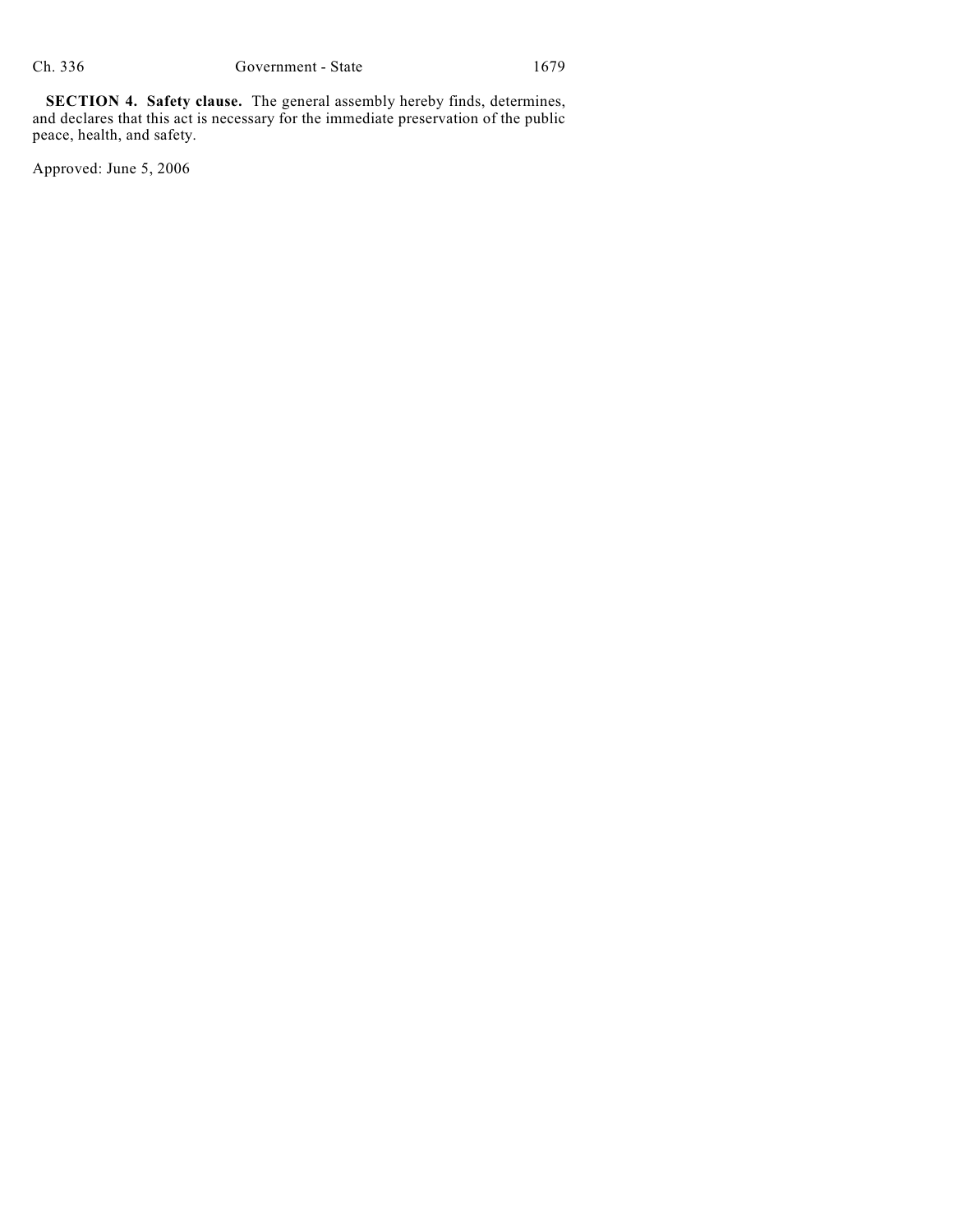**SECTION 4. Safety clause.** The general assembly hereby finds, determines, and declares that this act is necessary for the immediate preservation of the public peace, health, and safety.

Approved: June 5, 2006